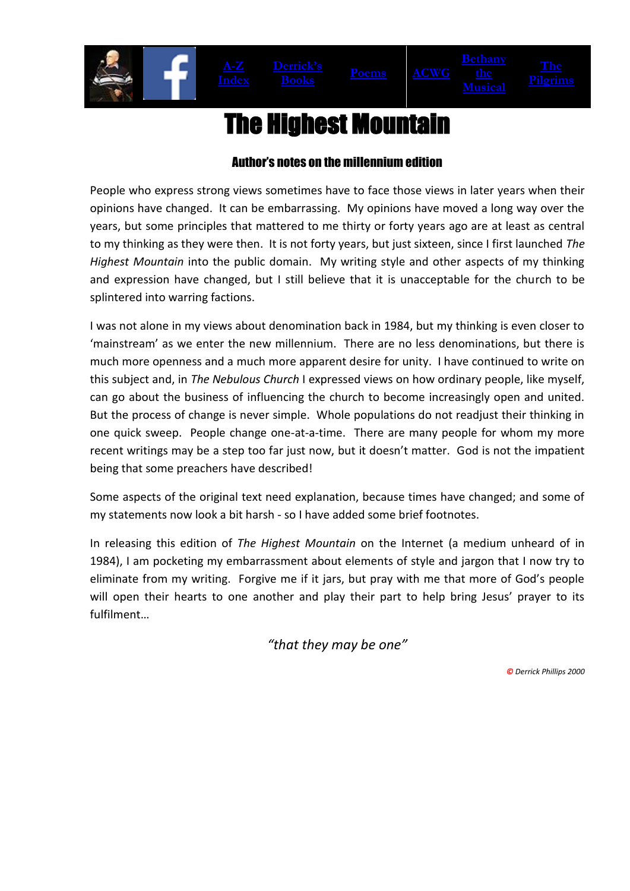A-Z Index | Derrick's Books | Poems | ACWG | Bethany the Musical | The Pilgrims

# The Highest Mountain

### Author's notes on the millennium edition

People who express strong views sometimes have to face those views in later years when their opinions have changed. It can be embarrassing. My opinions have moved a long way over the years, but some principles that mattered to me thirty or forty years ago are at least as central to my thinking as they were then. It is not forty years, but just sixteen, since I first launched *The Highest Mountain* into the public domain. My writing style and other aspects of my thinking and expression have changed, but I still believe that it is unacceptable for the church to be splintered into warring factions.

I was not alone in my views about denomination back in 1984, but my thinking is even closer to 'mainstream' as we enter the new millennium. There are no less denominations, but there is much more openness and a much more apparent desire for unity. I have continued to write on this subject and, in *The Nebulous Church* I expressed views on how ordinary people, like myself, can go about the business of influencing the church to become increasingly open and united. But the process of change is never simple. Whole populations do not readjust their thinking in one quick sweep. People change one-at-a-time. There are many people for whom my more recent writings may be a step too far just now, but it doesn't matter. God is not the impatient being that some preachers have described!

Some aspects of the original text need explanation, because times have changed; and some of my statements now look a bit harsh - so I have added some brief footnotes.

In releasing this edition of *The Highest Mountain* on the Internet (a medium unheard of in 1984), I am pocketing my embarrassment about elements of style and jargon that I now try to eliminate from my writing. Forgive me if it jars, but pray with me that more of God's people will open their hearts to one another and play their part to help bring Jesus' prayer to its fulfilment…

*"that they may be one"*

*© Derrick Phillips 2000*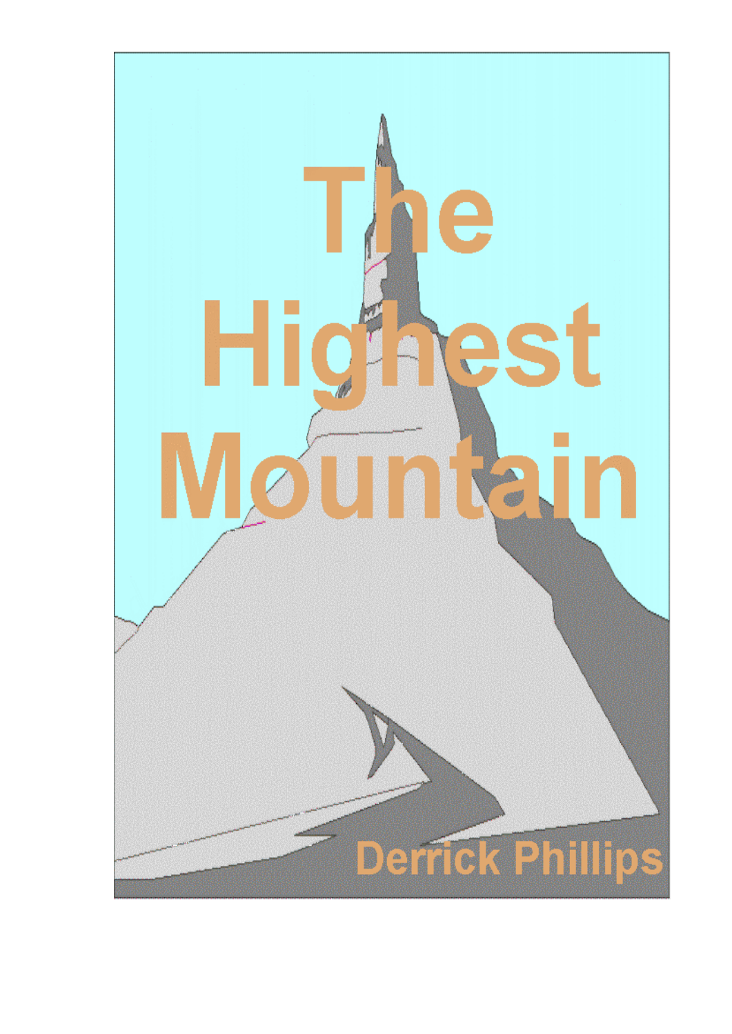# The Highest Mountain

Derrick Phillips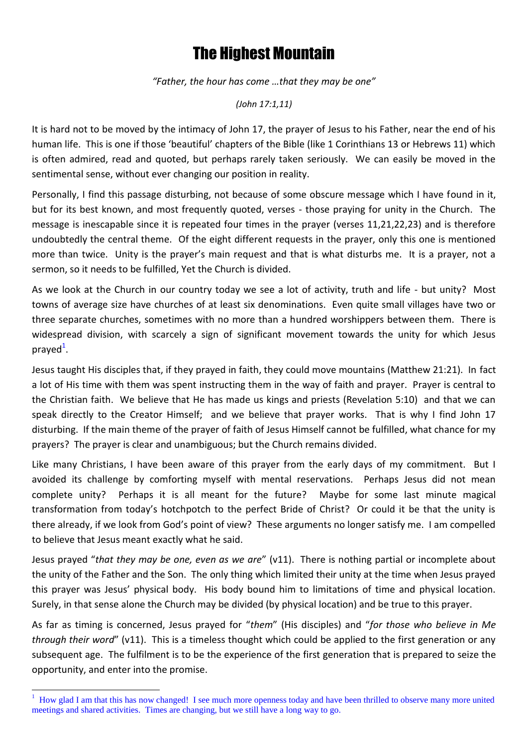# The Highest Mountain

*"Father, the hour has come …that they may be one"*

*(John 17:1,11)*

It is hard not to be moved by the intimacy of John 17, the prayer of Jesus to his Father, near the end of his human life. This is one if those 'beautiful' chapters of the Bible (like 1 Corinthians 13 or Hebrews 11) which is often admired, read and quoted, but perhaps rarely taken seriously. We can easily be moved in the sentimental sense, without ever changing our position in reality.

Personally, I find this passage disturbing, not because of some obscure message which I have found in it, but for its best known, and most frequently quoted, verses - those praying for unity in the Church. The message is inescapable since it is repeated four times in the prayer (verses 11,21,22,23) and is therefore undoubtedly the central theme. Of the eight different requests in the prayer, only this one is mentioned more than twice. Unity is the prayer's main request and that is what disturbs me. It is a prayer, not a sermon, so it needs to be fulfilled, Yet the Church is divided.

As we look at the Church in our country today we see a lot of activity, truth and life - but unity? Most towns of average size have churches of at least six denominations. Even quite small villages have two or three separate churches, sometimes with no more than a hundred worshippers between them. There is widespread division, with scarcely a sign of significant movement towards the unity for which Jesus prayed[1].

Jesus taught His disciples that, if they prayed in faith, they could move mountains (Matthew 21:21). In fact a lot of His time with them was spent instructing them in the way of faith and prayer. Prayer is central to the Christian faith. We believe that He has made us kings and priests (Revelation 5:10) and that we can speak directly to the Creator Himself; and we believe that prayer works. That is why I find John 17 disturbing. If the main theme of the prayer of faith of Jesus Himself cannot be fulfilled, what chance for my prayers? The prayer is clear and unambiguous; but the Church remains divided.

Like many Christians, I have been aware of this prayer from the early days of my commitment. But I avoided its challenge by comforting myself with mental reservations. Perhaps Jesus did not mean complete unity? Perhaps it is all meant for the future? Maybe for some last minute magical transformation from today's hotchpotch to the perfect Bride of Christ? Or could it be that the unity is there already, if we look from God's point of view? These arguments no longer satisfy me. I am compelled to believe that Jesus meant exactly what he said.

Jesus prayed "*that they may be one, even as we are*" (v11). There is nothing partial or incomplete about the unity of the Father and the Son. The only thing which limited their unity at the time when Jesus prayed this prayer was Jesus' physical body. His body bound him to limitations of time and physical location. Surely, in that sense alone the Church may be divided (by physical location) and be true to this prayer.

As far as timing is concerned, Jesus prayed for "*them*" (His disciples) and "*for those who believe in Me through their word*" (v11). This is a timeless thought which could be applied to the first generation or any subsequent age. The fulfilment is to be the experience of the first generation that is prepared to seize the opportunity, and enter into the promise.

---

[1] How glad I am that this has now changed! I see much more openness today and have been thrilled to observe many more united meetings and shared activities. Times are changing, but we still have a long way to go.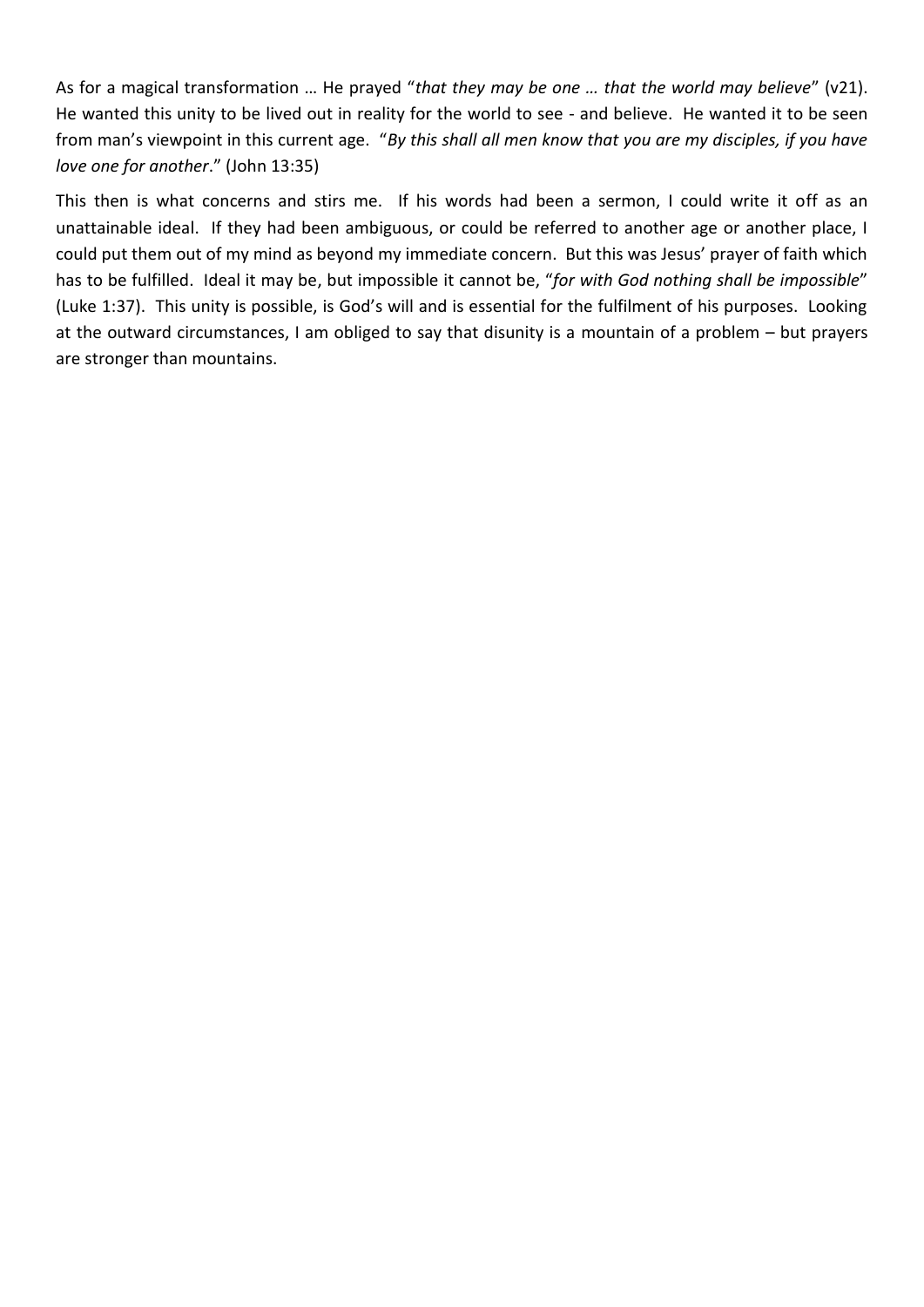As for a magical transformation … He prayed "*that they may be one … that the world may believe*" (v21). He wanted this unity to be lived out in reality for the world to see - and believe. He wanted it to be seen from man's viewpoint in this current age. "*By this shall all men know that you are my disciples, if you have love one for another*." (John 13:35)

This then is what concerns and stirs me. If his words had been a sermon, I could write it off as an unattainable ideal. If they had been ambiguous, or could be referred to another age or another place, I could put them out of my mind as beyond my immediate concern. But this was Jesus' prayer of faith which has to be fulfilled. Ideal it may be, but impossible it cannot be, "*for with God nothing shall be impossible*" (Luke 1:37). This unity is possible, is God's will and is essential for the fulfilment of his purposes. Looking at the outward circumstances, I am obliged to say that disunity is a mountain of a problem – but prayers are stronger than mountains.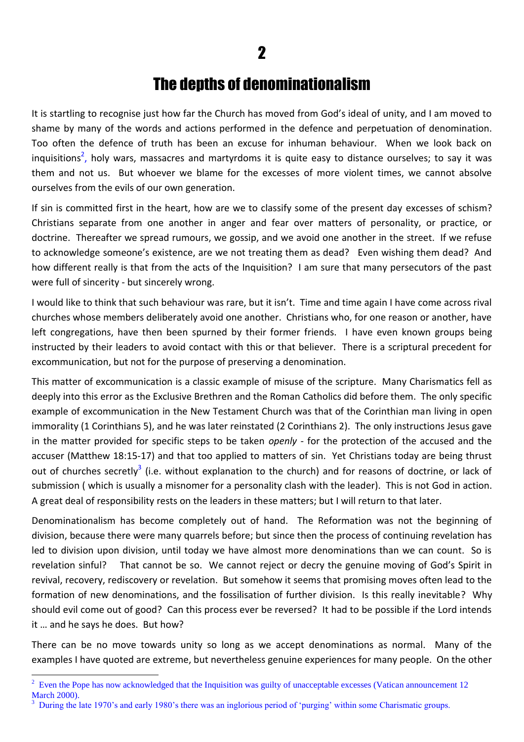# 2

# The depths of denominationalism

It is startling to recognise just how far the Church has moved from God's ideal of unity, and I am moved to shame by many of the words and actions performed in the defence and perpetuation of denomination. Too often the defence of truth has been an excuse for inhuman behaviour. When we look back on inquisitions[2], holy wars, massacres and martyrdoms it is quite easy to distance ourselves; to say it was them and not us. But whoever we blame for the excesses of more violent times, we cannot absolve ourselves from the evils of our own generation.

If sin is committed first in the heart, how are we to classify some of the present day excesses of schism? Christians separate from one another in anger and fear over matters of personality, or practice, or doctrine. Thereafter we spread rumours, we gossip, and we avoid one another in the street. If we refuse to acknowledge someone's existence, are we not treating them as dead? Even wishing them dead? And how different really is that from the acts of the Inquisition? I am sure that many persecutors of the past were full of sincerity - but sincerely wrong.

I would like to think that such behaviour was rare, but it isn't. Time and time again I have come across rival churches whose members deliberately avoid one another. Christians who, for one reason or another, have left congregations, have then been spurned by their former friends. I have even known groups being instructed by their leaders to avoid contact with this or that believer. There is a scriptural precedent for excommunication, but not for the purpose of preserving a denomination.

This matter of excommunication is a classic example of misuse of the scripture. Many Charismatics fell as deeply into this error as the Exclusive Brethren and the Roman Catholics did before them. The only specific example of excommunication in the New Testament Church was that of the Corinthian man living in open immorality (1 Corinthians 5), and he was later reinstated (2 Corinthians 2). The only instructions Jesus gave in the matter provided for specific steps to be taken *openly* - for the protection of the accused and the accuser (Matthew 18:15-17) and that too applied to matters of sin. Yet Christians today are being thrust out of churches secretly[3] (i.e. without explanation to the church) and for reasons of doctrine, or lack of submission ( which is usually a misnomer for a personality clash with the leader). This is not God in action. A great deal of responsibility rests on the leaders in these matters; but I will return to that later.

Denominationalism has become completely out of hand. The Reformation was not the beginning of division, because there were many quarrels before; but since then the process of continuing revelation has led to division upon division, until today we have almost more denominations than we can count. So is revelation sinful? That cannot be so. We cannot reject or decry the genuine moving of God's Spirit in revival, recovery, rediscovery or revelation. But somehow it seems that promising moves often lead to the formation of new denominations, and the fossilisation of further division. Is this really inevitable? Why should evil come out of good? Can this process ever be reversed? It had to be possible if the Lord intends it … and he says he does. But how?

There can be no move towards unity so long as we accept denominations as normal. Many of the examples I have quoted are extreme, but nevertheless genuine experiences for many people. On the other

---

[2] Even the Pope has now acknowledged that the Inquisition was guilty of unacceptable excesses (Vatican announcement 12 March 2000).

[3] During the late 1970's and early 1980's there was an inglorious period of 'purging' within some Charismatic groups.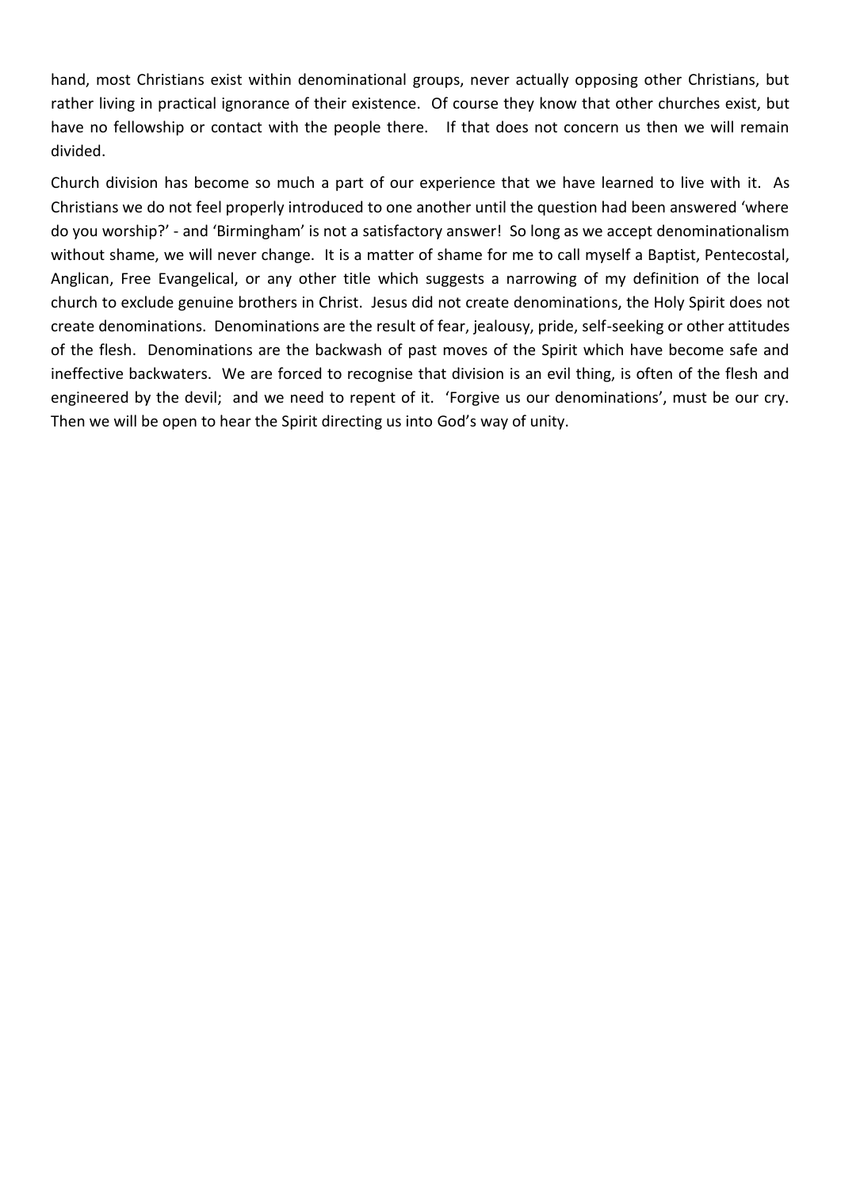hand, most Christians exist within denominational groups, never actually opposing other Christians, but rather living in practical ignorance of their existence. Of course they know that other churches exist, but have no fellowship or contact with the people there. If that does not concern us then we will remain divided.

Church division has become so much a part of our experience that we have learned to live with it. As Christians we do not feel properly introduced to one another until the question had been answered 'where do you worship?' - and 'Birmingham' is not a satisfactory answer! So long as we accept denominationalism without shame, we will never change. It is a matter of shame for me to call myself a Baptist, Pentecostal, Anglican, Free Evangelical, or any other title which suggests a narrowing of my definition of the local church to exclude genuine brothers in Christ. Jesus did not create denominations, the Holy Spirit does not create denominations. Denominations are the result of fear, jealousy, pride, self-seeking or other attitudes of the flesh. Denominations are the backwash of past moves of the Spirit which have become safe and ineffective backwaters. We are forced to recognise that division is an evil thing, is often of the flesh and engineered by the devil; and we need to repent of it. 'Forgive us our denominations', must be our cry. Then we will be open to hear the Spirit directing us into God's way of unity.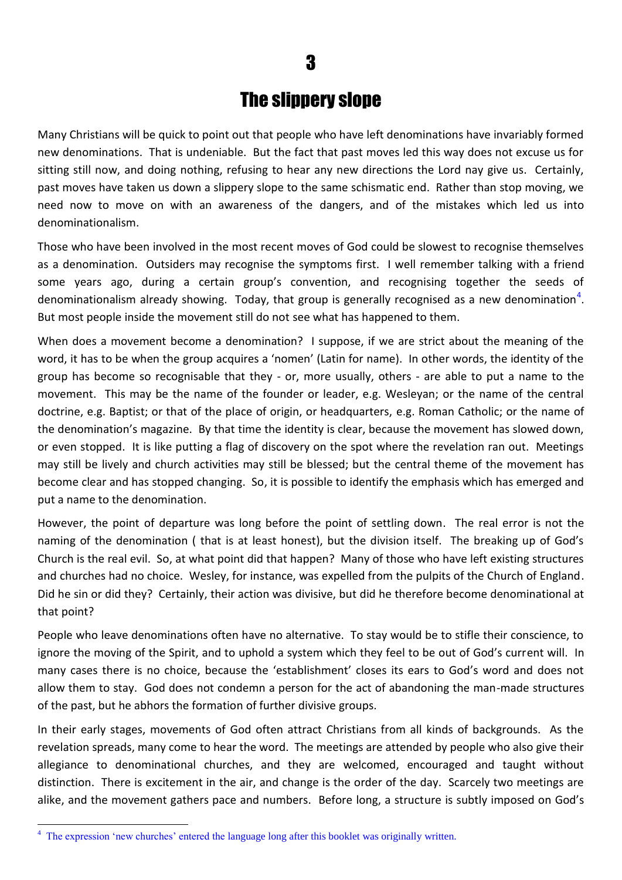# 3

# The slippery slope

Many Christians will be quick to point out that people who have left denominations have invariably formed new denominations. That is undeniable. But the fact that past moves led this way does not excuse us for sitting still now, and doing nothing, refusing to hear any new directions the Lord nay give us. Certainly, past moves have taken us down a slippery slope to the same schismatic end. Rather than stop moving, we need now to move on with an awareness of the dangers, and of the mistakes which led us into denominationalism.

Those who have been involved in the most recent moves of God could be slowest to recognise themselves as a denomination. Outsiders may recognise the symptoms first. I well remember talking with a friend some years ago, during a certain group's convention, and recognising together the seeds of denominationalism already showing. Today, that group is generally recognised as a new denomination[4]. But most people inside the movement still do not see what has happened to them.

When does a movement become a denomination? I suppose, if we are strict about the meaning of the word, it has to be when the group acquires a 'nomen' (Latin for name). In other words, the identity of the group has become so recognisable that they - or, more usually, others - are able to put a name to the movement. This may be the name of the founder or leader, e.g. Wesleyan; or the name of the central doctrine, e.g. Baptist; or that of the place of origin, or headquarters, e.g. Roman Catholic; or the name of the denomination's magazine. By that time the identity is clear, because the movement has slowed down, or even stopped. It is like putting a flag of discovery on the spot where the revelation ran out. Meetings may still be lively and church activities may still be blessed; but the central theme of the movement has become clear and has stopped changing. So, it is possible to identify the emphasis which has emerged and put a name to the denomination.

However, the point of departure was long before the point of settling down. The real error is not the naming of the denomination ( that is at least honest), but the division itself. The breaking up of God's Church is the real evil. So, at what point did that happen? Many of those who have left existing structures and churches had no choice. Wesley, for instance, was expelled from the pulpits of the Church of England. Did he sin or did they? Certainly, their action was divisive, but did he therefore become denominational at that point?

People who leave denominations often have no alternative. To stay would be to stifle their conscience, to ignore the moving of the Spirit, and to uphold a system which they feel to be out of God's current will. In many cases there is no choice, because the 'establishment' closes its ears to God's word and does not allow them to stay. God does not condemn a person for the act of abandoning the man-made structures of the past, but he abhors the formation of further divisive groups.

In their early stages, movements of God often attract Christians from all kinds of backgrounds. As the revelation spreads, many come to hear the word. The meetings are attended by people who also give their allegiance to denominational churches, and they are welcomed, encouraged and taught without distinction. There is excitement in the air, and change is the order of the day. Scarcely two meetings are alike, and the movement gathers pace and numbers. Before long, a structure is subtly imposed on God's

[4] The expression 'new churches' entered the language long after this booklet was originally written.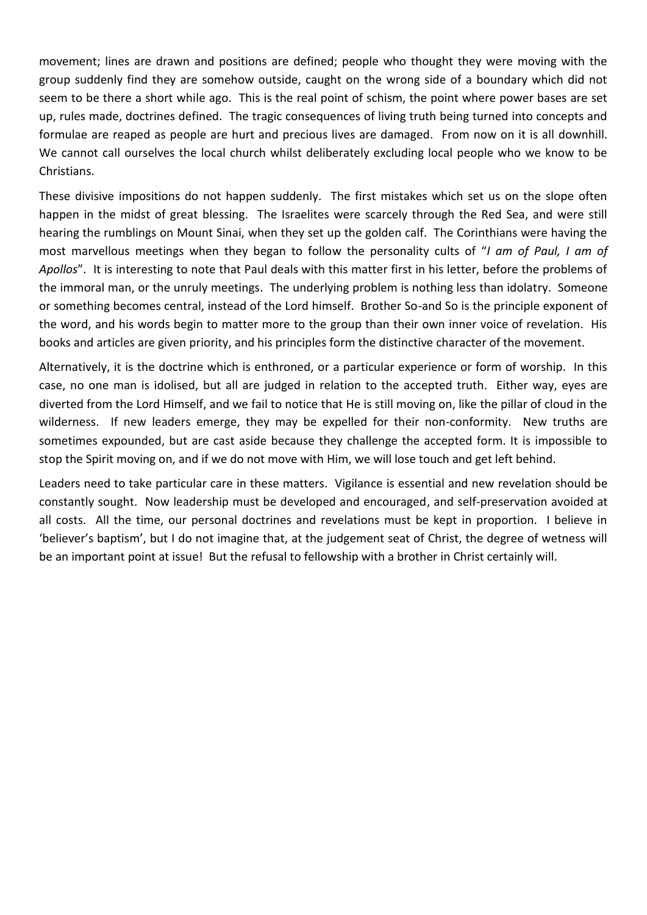movement; lines are drawn and positions are defined; people who thought they were moving with the group suddenly find they are somehow outside, caught on the wrong side of a boundary which did not seem to be there a short while ago. This is the real point of schism, the point where power bases are set up, rules made, doctrines defined. The tragic consequences of living truth being turned into concepts and formulae are reaped as people are hurt and precious lives are damaged. From now on it is all downhill. We cannot call ourselves the local church whilst deliberately excluding local people who we know to be Christians.

These divisive impositions do not happen suddenly. The first mistakes which set us on the slope often happen in the midst of great blessing. The Israelites were scarcely through the Red Sea, and were still hearing the rumblings on Mount Sinai, when they set up the golden calf. The Corinthians were having the most marvellous meetings when they began to follow the personality cults of "*I am of Paul, I am of Apollos*". It is interesting to note that Paul deals with this matter first in his letter, before the problems of the immoral man, or the unruly meetings. The underlying problem is nothing less than idolatry. Someone or something becomes central, instead of the Lord himself. Brother So-and So is the principle exponent of the word, and his words begin to matter more to the group than their own inner voice of revelation. His books and articles are given priority, and his principles form the distinctive character of the movement.

Alternatively, it is the doctrine which is enthroned, or a particular experience or form of worship. In this case, no one man is idolised, but all are judged in relation to the accepted truth. Either way, eyes are diverted from the Lord Himself, and we fail to notice that He is still moving on, like the pillar of cloud in the wilderness. If new leaders emerge, they may be expelled for their non-conformity. New truths are sometimes expounded, but are cast aside because they challenge the accepted form. It is impossible to stop the Spirit moving on, and if we do not move with Him, we will lose touch and get left behind.

Leaders need to take particular care in these matters. Vigilance is essential and new revelation should be constantly sought. Now leadership must be developed and encouraged, and self-preservation avoided at all costs. All the time, our personal doctrines and revelations must be kept in proportion. I believe in 'believer's baptism', but I do not imagine that, at the judgement seat of Christ, the degree of wetness will be an important point at issue! But the refusal to fellowship with a brother in Christ certainly will.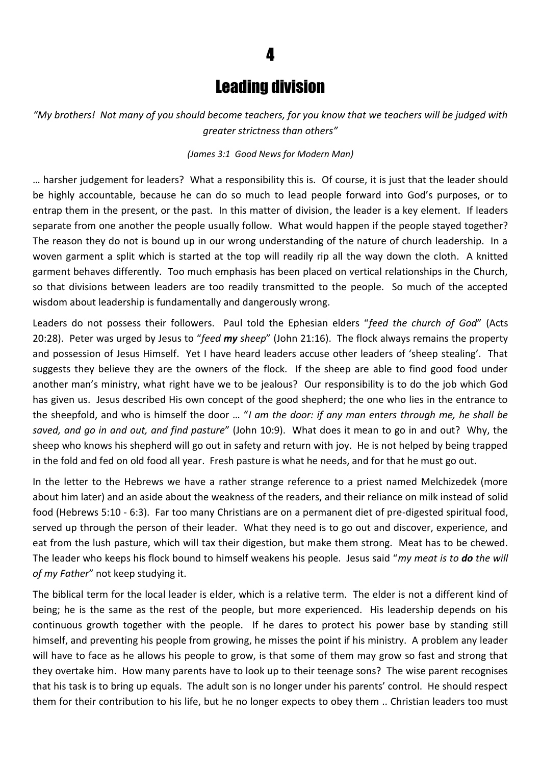# 4

# Leading division

*"My brothers! Not many of you should become teachers, for you know that we teachers will be judged with greater strictness than others"*

*(James 3:1 Good News for Modern Man)*

… harsher judgement for leaders? What a responsibility this is. Of course, it is just that the leader should be highly accountable, because he can do so much to lead people forward into God's purposes, or to entrap them in the present, or the past. In this matter of division, the leader is a key element. If leaders separate from one another the people usually follow. What would happen if the people stayed together? The reason they do not is bound up in our wrong understanding of the nature of church leadership. In a woven garment a split which is started at the top will readily rip all the way down the cloth. A knitted garment behaves differently. Too much emphasis has been placed on vertical relationships in the Church, so that divisions between leaders are too readily transmitted to the people. So much of the accepted wisdom about leadership is fundamentally and dangerously wrong.

Leaders do not possess their followers. Paul told the Ephesian elders "*feed the church of God*" (Acts 20:28). Peter was urged by Jesus to "*feed **my** sheep*" (John 21:16). The flock always remains the property and possession of Jesus Himself. Yet I have heard leaders accuse other leaders of 'sheep stealing'. That suggests they believe they are the owners of the flock. If the sheep are able to find good food under another man's ministry, what right have we to be jealous? Our responsibility is to do the job which God has given us. Jesus described His own concept of the good shepherd; the one who lies in the entrance to the sheepfold, and who is himself the door … "*I am the door: if any man enters through me, he shall be saved, and go in and out, and find pasture*" (John 10:9). What does it mean to go in and out? Why, the sheep who knows his shepherd will go out in safety and return with joy. He is not helped by being trapped in the fold and fed on old food all year. Fresh pasture is what he needs, and for that he must go out.

In the letter to the Hebrews we have a rather strange reference to a priest named Melchizedek (more about him later) and an aside about the weakness of the readers, and their reliance on milk instead of solid food (Hebrews 5:10 - 6:3). Far too many Christians are on a permanent diet of pre-digested spiritual food, served up through the person of their leader. What they need is to go out and discover, experience, and eat from the lush pasture, which will tax their digestion, but make them strong. Meat has to be chewed. The leader who keeps his flock bound to himself weakens his people. Jesus said "*my meat is to **do** the will of my Father*" not keep studying it.

The biblical term for the local leader is elder, which is a relative term. The elder is not a different kind of being; he is the same as the rest of the people, but more experienced. His leadership depends on his continuous growth together with the people. If he dares to protect his power base by standing still himself, and preventing his people from growing, he misses the point if his ministry. A problem any leader will have to face as he allows his people to grow, is that some of them may grow so fast and strong that they overtake him. How many parents have to look up to their teenage sons? The wise parent recognises that his task is to bring up equals. The adult son is no longer under his parents' control. He should respect them for their contribution to his life, but he no longer expects to obey them .. Christian leaders too must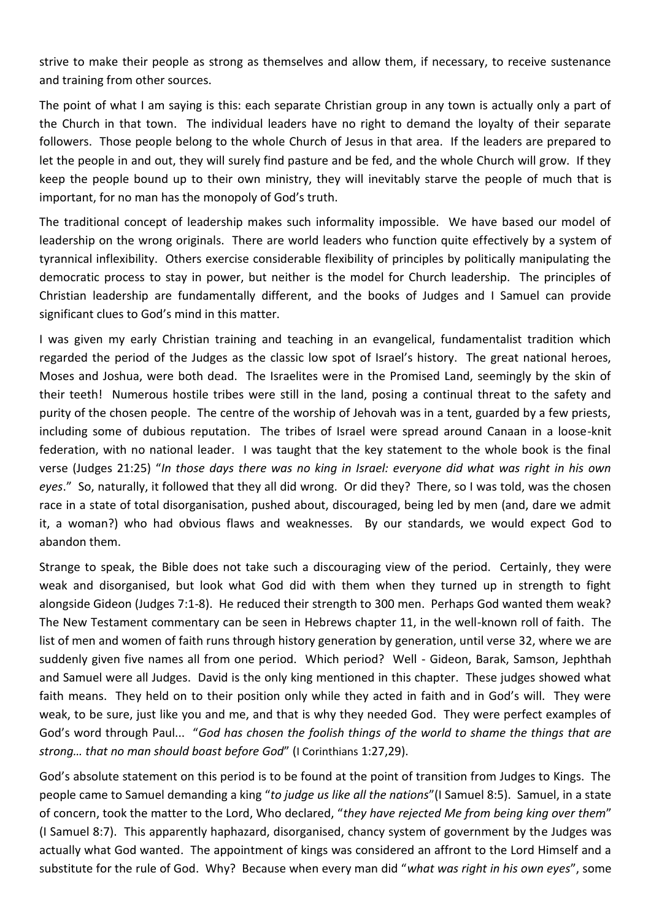strive to make their people as strong as themselves and allow them, if necessary, to receive sustenance and training from other sources.

The point of what I am saying is this: each separate Christian group in any town is actually only a part of the Church in that town. The individual leaders have no right to demand the loyalty of their separate followers. Those people belong to the whole Church of Jesus in that area. If the leaders are prepared to let the people in and out, they will surely find pasture and be fed, and the whole Church will grow. If they keep the people bound up to their own ministry, they will inevitably starve the people of much that is important, for no man has the monopoly of God's truth.

The traditional concept of leadership makes such informality impossible. We have based our model of leadership on the wrong originals. There are world leaders who function quite effectively by a system of tyrannical inflexibility. Others exercise considerable flexibility of principles by politically manipulating the democratic process to stay in power, but neither is the model for Church leadership. The principles of Christian leadership are fundamentally different, and the books of Judges and I Samuel can provide significant clues to God's mind in this matter.

I was given my early Christian training and teaching in an evangelical, fundamentalist tradition which regarded the period of the Judges as the classic low spot of Israel's history. The great national heroes, Moses and Joshua, were both dead. The Israelites were in the Promised Land, seemingly by the skin of their teeth! Numerous hostile tribes were still in the land, posing a continual threat to the safety and purity of the chosen people. The centre of the worship of Jehovah was in a tent, guarded by a few priests, including some of dubious reputation. The tribes of Israel were spread around Canaan in a loose-knit federation, with no national leader. I was taught that the key statement to the whole book is the final verse (Judges 21:25) "*In those days there was no king in Israel: everyone did what was right in his own eyes*." So, naturally, it followed that they all did wrong. Or did they? There, so I was told, was the chosen race in a state of total disorganisation, pushed about, discouraged, being led by men (and, dare we admit it, a woman?) who had obvious flaws and weaknesses. By our standards, we would expect God to abandon them.

Strange to speak, the Bible does not take such a discouraging view of the period. Certainly, they were weak and disorganised, but look what God did with them when they turned up in strength to fight alongside Gideon (Judges 7:1-8). He reduced their strength to 300 men. Perhaps God wanted them weak? The New Testament commentary can be seen in Hebrews chapter 11, in the well-known roll of faith. The list of men and women of faith runs through history generation by generation, until verse 32, where we are suddenly given five names all from one period. Which period? Well - Gideon, Barak, Samson, Jephthah and Samuel were all Judges. David is the only king mentioned in this chapter. These judges showed what faith means. They held on to their position only while they acted in faith and in God's will. They were weak, to be sure, just like you and me, and that is why they needed God. They were perfect examples of God's word through Paul... "*God has chosen the foolish things of the world to shame the things that are strong… that no man should boast before God*" (I Corinthians 1:27,29).

God's absolute statement on this period is to be found at the point of transition from Judges to Kings. The people came to Samuel demanding a king "*to judge us like all the nations*"(I Samuel 8:5). Samuel, in a state of concern, took the matter to the Lord, Who declared, "*they have rejected Me from being king over them*" (I Samuel 8:7). This apparently haphazard, disorganised, chancy system of government by the Judges was actually what God wanted. The appointment of kings was considered an affront to the Lord Himself and a substitute for the rule of God. Why? Because when every man did "*what was right in his own eyes*", some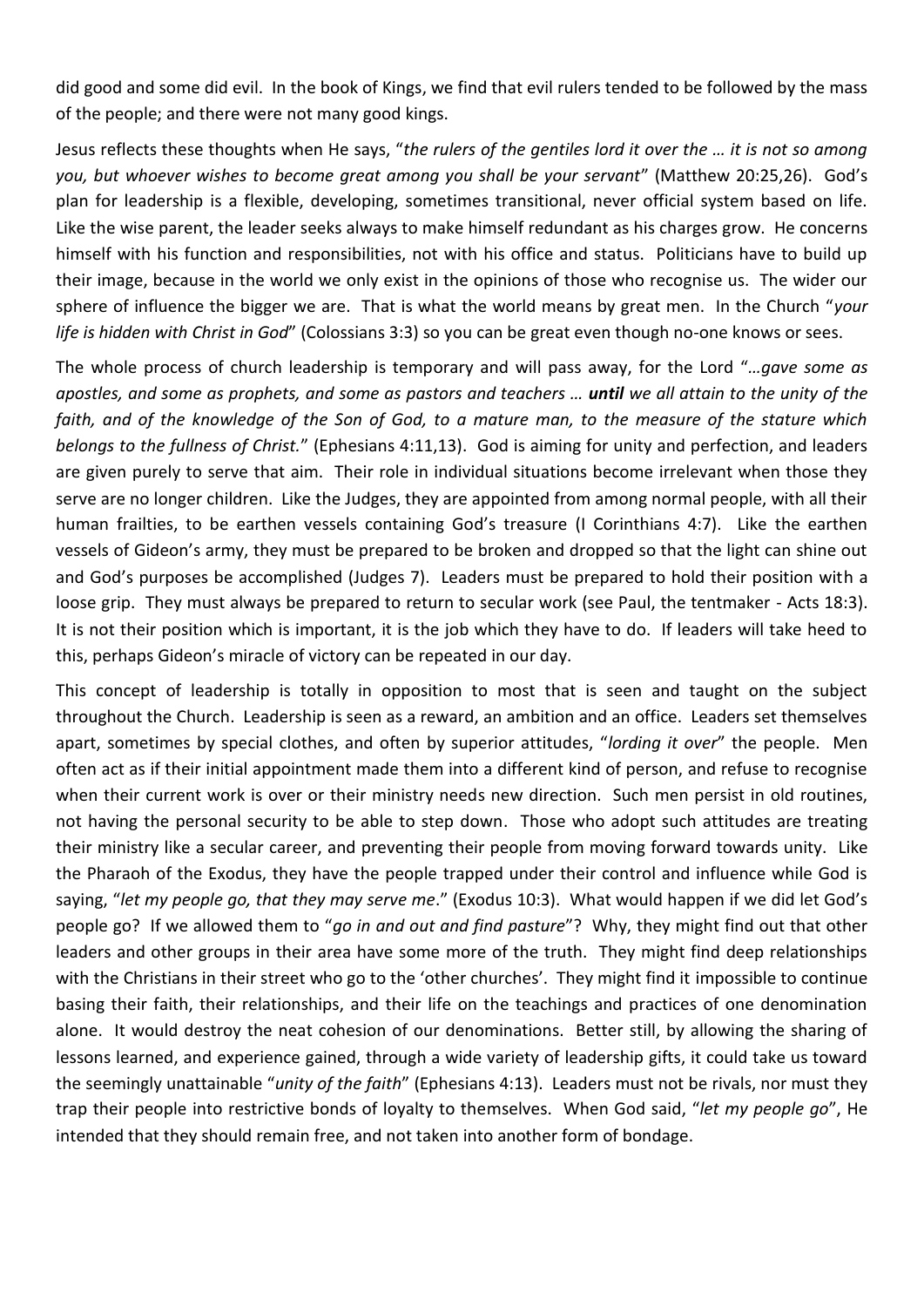did good and some did evil. In the book of Kings, we find that evil rulers tended to be followed by the mass of the people; and there were not many good kings.

Jesus reflects these thoughts when He says, "*the rulers of the gentiles lord it over the … it is not so among you, but whoever wishes to become great among you shall be your servant*" (Matthew 20:25,26). God's plan for leadership is a flexible, developing, sometimes transitional, never official system based on life. Like the wise parent, the leader seeks always to make himself redundant as his charges grow. He concerns himself with his function and responsibilities, not with his office and status. Politicians have to build up their image, because in the world we only exist in the opinions of those who recognise us. The wider our sphere of influence the bigger we are. That is what the world means by great men. In the Church "*your life is hidden with Christ in God*" (Colossians 3:3) so you can be great even though no-one knows or sees.

The whole process of church leadership is temporary and will pass away, for the Lord "*…gave some as apostles, and some as prophets, and some as pastors and teachers … **until** we all attain to the unity of the faith, and of the knowledge of the Son of God, to a mature man, to the measure of the stature which belongs to the fullness of Christ.*" (Ephesians 4:11,13). God is aiming for unity and perfection, and leaders are given purely to serve that aim. Their role in individual situations become irrelevant when those they serve are no longer children. Like the Judges, they are appointed from among normal people, with all their human frailties, to be earthen vessels containing God's treasure (I Corinthians 4:7). Like the earthen vessels of Gideon's army, they must be prepared to be broken and dropped so that the light can shine out and God's purposes be accomplished (Judges 7). Leaders must be prepared to hold their position with a loose grip. They must always be prepared to return to secular work (see Paul, the tentmaker - Acts 18:3). It is not their position which is important, it is the job which they have to do. If leaders will take heed to this, perhaps Gideon's miracle of victory can be repeated in our day.

This concept of leadership is totally in opposition to most that is seen and taught on the subject throughout the Church. Leadership is seen as a reward, an ambition and an office. Leaders set themselves apart, sometimes by special clothes, and often by superior attitudes, "*lording it over*" the people. Men often act as if their initial appointment made them into a different kind of person, and refuse to recognise when their current work is over or their ministry needs new direction. Such men persist in old routines, not having the personal security to be able to step down. Those who adopt such attitudes are treating their ministry like a secular career, and preventing their people from moving forward towards unity. Like the Pharaoh of the Exodus, they have the people trapped under their control and influence while God is saying, "*let my people go, that they may serve me*." (Exodus 10:3). What would happen if we did let God's people go? If we allowed them to "*go in and out and find pasture*"? Why, they might find out that other leaders and other groups in their area have some more of the truth. They might find deep relationships with the Christians in their street who go to the 'other churches'. They might find it impossible to continue basing their faith, their relationships, and their life on the teachings and practices of one denomination alone. It would destroy the neat cohesion of our denominations. Better still, by allowing the sharing of lessons learned, and experience gained, through a wide variety of leadership gifts, it could take us toward the seemingly unattainable "*unity of the faith*" (Ephesians 4:13). Leaders must not be rivals, nor must they trap their people into restrictive bonds of loyalty to themselves. When God said, "*let my people go*", He intended that they should remain free, and not taken into another form of bondage.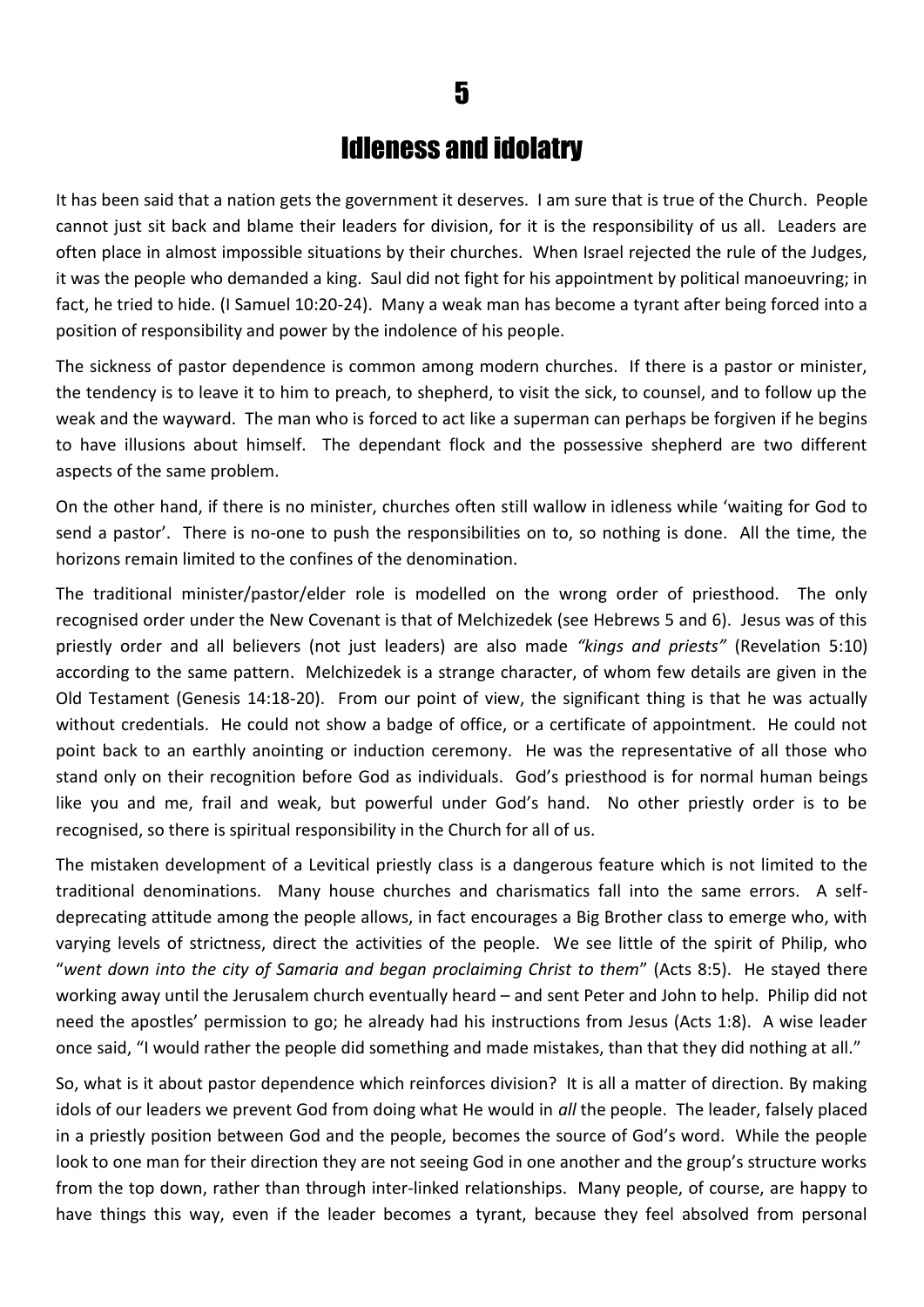# 5

# Idleness and idolatry

It has been said that a nation gets the government it deserves. I am sure that is true of the Church. People cannot just sit back and blame their leaders for division, for it is the responsibility of us all. Leaders are often place in almost impossible situations by their churches. When Israel rejected the rule of the Judges, it was the people who demanded a king. Saul did not fight for his appointment by political manoeuvring; in fact, he tried to hide. (I Samuel 10:20-24). Many a weak man has become a tyrant after being forced into a position of responsibility and power by the indolence of his people.

The sickness of pastor dependence is common among modern churches. If there is a pastor or minister, the tendency is to leave it to him to preach, to shepherd, to visit the sick, to counsel, and to follow up the weak and the wayward. The man who is forced to act like a superman can perhaps be forgiven if he begins to have illusions about himself. The dependant flock and the possessive shepherd are two different aspects of the same problem.

On the other hand, if there is no minister, churches often still wallow in idleness while 'waiting for God to send a pastor'. There is no-one to push the responsibilities on to, so nothing is done. All the time, the horizons remain limited to the confines of the denomination.

The traditional minister/pastor/elder role is modelled on the wrong order of priesthood. The only recognised order under the New Covenant is that of Melchizedek (see Hebrews 5 and 6). Jesus was of this priestly order and all believers (not just leaders) are also made *"kings and priests"* (Revelation 5:10) according to the same pattern. Melchizedek is a strange character, of whom few details are given in the Old Testament (Genesis 14:18-20). From our point of view, the significant thing is that he was actually without credentials. He could not show a badge of office, or a certificate of appointment. He could not point back to an earthly anointing or induction ceremony. He was the representative of all those who stand only on their recognition before God as individuals. God's priesthood is for normal human beings like you and me, frail and weak, but powerful under God's hand. No other priestly order is to be recognised, so there is spiritual responsibility in the Church for all of us.

The mistaken development of a Levitical priestly class is a dangerous feature which is not limited to the traditional denominations. Many house churches and charismatics fall into the same errors. A self-deprecating attitude among the people allows, in fact encourages a Big Brother class to emerge who, with varying levels of strictness, direct the activities of the people. We see little of the spirit of Philip, who "*went down into the city of Samaria and began proclaiming Christ to them*" (Acts 8:5). He stayed there working away until the Jerusalem church eventually heard – and sent Peter and John to help. Philip did not need the apostles' permission to go; he already had his instructions from Jesus (Acts 1:8). A wise leader once said, "I would rather the people did something and made mistakes, than that they did nothing at all."

So, what is it about pastor dependence which reinforces division? It is all a matter of direction. By making idols of our leaders we prevent God from doing what He would in *all* the people. The leader, falsely placed in a priestly position between God and the people, becomes the source of God's word. While the people look to one man for their direction they are not seeing God in one another and the group's structure works from the top down, rather than through inter-linked relationships. Many people, of course, are happy to have things this way, even if the leader becomes a tyrant, because they feel absolved from personal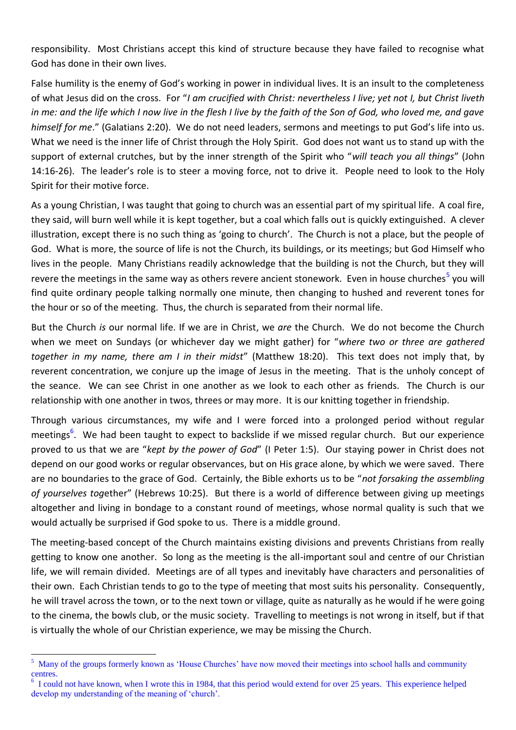responsibility. Most Christians accept this kind of structure because they have failed to recognise what God has done in their own lives.

False humility is the enemy of God's working in power in individual lives. It is an insult to the completeness of what Jesus did on the cross. For "*I am crucified with Christ: nevertheless I live; yet not I, but Christ liveth in me: and the life which I now live in the flesh I live by the faith of the Son of God, who loved me, and gave himself for me*." (Galatians 2:20). We do not need leaders, sermons and meetings to put God's life into us. What we need is the inner life of Christ through the Holy Spirit. God does not want us to stand up with the support of external crutches, but by the inner strength of the Spirit who "*will teach you all things*" (John 14:16-26). The leader's role is to steer a moving force, not to drive it. People need to look to the Holy Spirit for their motive force.

As a young Christian, I was taught that going to church was an essential part of my spiritual life. A coal fire, they said, will burn well while it is kept together, but a coal which falls out is quickly extinguished. A clever illustration, except there is no such thing as 'going to church'. The Church is not a place, but the people of God. What is more, the source of life is not the Church, its buildings, or its meetings; but God Himself who lives in the people. Many Christians readily acknowledge that the building is not the Church, but they will revere the meetings in the same way as others revere ancient stonework. Even in house churches[5] you will find quite ordinary people talking normally one minute, then changing to hushed and reverent tones for the hour or so of the meeting. Thus, the church is separated from their normal life.

But the Church *is* our normal life. If we are in Christ, we *are* the Church. We do not become the Church when we meet on Sundays (or whichever day we might gather) for "*where two or three are gathered together in my name, there am I in their midst*" (Matthew 18:20). This text does not imply that, by reverent concentration, we conjure up the image of Jesus in the meeting. That is the unholy concept of the seance. We can see Christ in one another as we look to each other as friends. The Church is our relationship with one another in twos, threes or may more. It is our knitting together in friendship.

Through various circumstances, my wife and I were forced into a prolonged period without regular meetings[6]. We had been taught to expect to backslide if we missed regular church. But our experience proved to us that we are "*kept by the power of God*" (I Peter 1:5). Our staying power in Christ does not depend on our good works or regular observances, but on His grace alone, by which we were saved. There are no boundaries to the grace of God. Certainly, the Bible exhorts us to be "*not forsaking the assembling of yourselves tog*ether" (Hebrews 10:25). But there is a world of difference between giving up meetings altogether and living in bondage to a constant round of meetings, whose normal quality is such that we would actually be surprised if God spoke to us. There is a middle ground.

The meeting-based concept of the Church maintains existing divisions and prevents Christians from really getting to know one another. So long as the meeting is the all-important soul and centre of our Christian life, we will remain divided. Meetings are of all types and inevitably have characters and personalities of their own. Each Christian tends to go to the type of meeting that most suits his personality. Consequently, he will travel across the town, or to the next town or village, quite as naturally as he would if he were going to the cinema, the bowls club, or the music society. Travelling to meetings is not wrong in itself, but if that is virtually the whole of our Christian experience, we may be missing the Church.

---

[5] Many of the groups formerly known as 'House Churches' have now moved their meetings into school halls and community centres.

[6] I could not have known, when I wrote this in 1984, that this period would extend for over 25 years. This experience helped develop my understanding of the meaning of 'church'.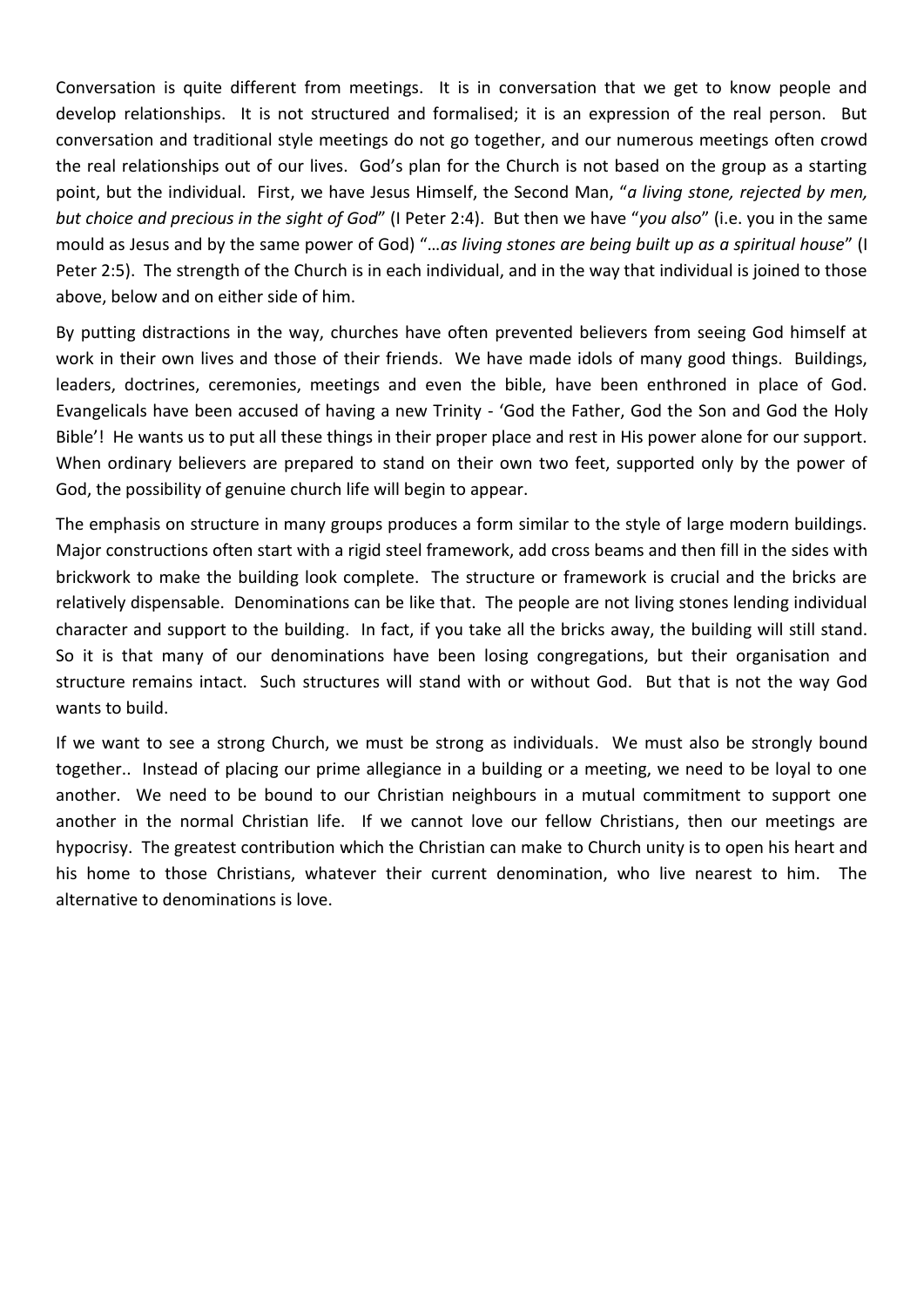Conversation is quite different from meetings. It is in conversation that we get to know people and develop relationships. It is not structured and formalised; it is an expression of the real person. But conversation and traditional style meetings do not go together, and our numerous meetings often crowd the real relationships out of our lives. God's plan for the Church is not based on the group as a starting point, but the individual. First, we have Jesus Himself, the Second Man, "*a living stone, rejected by men, but choice and precious in the sight of God*" (I Peter 2:4). But then we have "*you also*" (i.e. you in the same mould as Jesus and by the same power of God) "…*as living stones are being built up as a spiritual house*" (I Peter 2:5). The strength of the Church is in each individual, and in the way that individual is joined to those above, below and on either side of him.

By putting distractions in the way, churches have often prevented believers from seeing God himself at work in their own lives and those of their friends. We have made idols of many good things. Buildings, leaders, doctrines, ceremonies, meetings and even the bible, have been enthroned in place of God. Evangelicals have been accused of having a new Trinity - 'God the Father, God the Son and God the Holy Bible'! He wants us to put all these things in their proper place and rest in His power alone for our support. When ordinary believers are prepared to stand on their own two feet, supported only by the power of God, the possibility of genuine church life will begin to appear.

The emphasis on structure in many groups produces a form similar to the style of large modern buildings. Major constructions often start with a rigid steel framework, add cross beams and then fill in the sides with brickwork to make the building look complete. The structure or framework is crucial and the bricks are relatively dispensable. Denominations can be like that. The people are not living stones lending individual character and support to the building. In fact, if you take all the bricks away, the building will still stand. So it is that many of our denominations have been losing congregations, but their organisation and structure remains intact. Such structures will stand with or without God. But that is not the way God wants to build.

If we want to see a strong Church, we must be strong as individuals. We must also be strongly bound together.. Instead of placing our prime allegiance in a building or a meeting, we need to be loyal to one another. We need to be bound to our Christian neighbours in a mutual commitment to support one another in the normal Christian life. If we cannot love our fellow Christians, then our meetings are hypocrisy. The greatest contribution which the Christian can make to Church unity is to open his heart and his home to those Christians, whatever their current denomination, who live nearest to him. The alternative to denominations is love.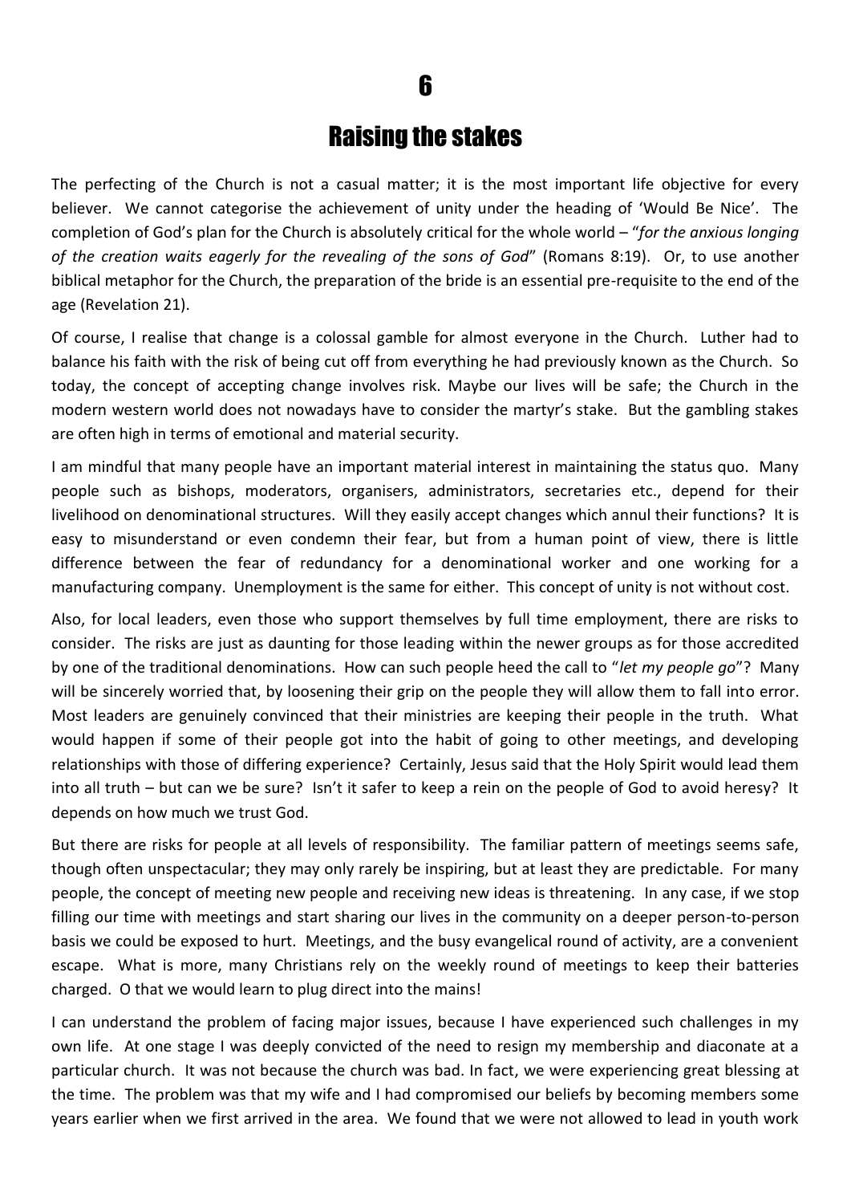# 6

# Raising the stakes

The perfecting of the Church is not a casual matter; it is the most important life objective for every believer. We cannot categorise the achievement of unity under the heading of 'Would Be Nice'. The completion of God's plan for the Church is absolutely critical for the whole world – "*for the anxious longing of the creation waits eagerly for the revealing of the sons of God*" (Romans 8:19). Or, to use another biblical metaphor for the Church, the preparation of the bride is an essential pre-requisite to the end of the age (Revelation 21).

Of course, I realise that change is a colossal gamble for almost everyone in the Church. Luther had to balance his faith with the risk of being cut off from everything he had previously known as the Church. So today, the concept of accepting change involves risk. Maybe our lives will be safe; the Church in the modern western world does not nowadays have to consider the martyr's stake. But the gambling stakes are often high in terms of emotional and material security.

I am mindful that many people have an important material interest in maintaining the status quo. Many people such as bishops, moderators, organisers, administrators, secretaries etc., depend for their livelihood on denominational structures. Will they easily accept changes which annul their functions? It is easy to misunderstand or even condemn their fear, but from a human point of view, there is little difference between the fear of redundancy for a denominational worker and one working for a manufacturing company. Unemployment is the same for either. This concept of unity is not without cost.

Also, for local leaders, even those who support themselves by full time employment, there are risks to consider. The risks are just as daunting for those leading within the newer groups as for those accredited by one of the traditional denominations. How can such people heed the call to "*let my people go*"? Many will be sincerely worried that, by loosening their grip on the people they will allow them to fall into error. Most leaders are genuinely convinced that their ministries are keeping their people in the truth. What would happen if some of their people got into the habit of going to other meetings, and developing relationships with those of differing experience? Certainly, Jesus said that the Holy Spirit would lead them into all truth – but can we be sure? Isn't it safer to keep a rein on the people of God to avoid heresy? It depends on how much we trust God.

But there are risks for people at all levels of responsibility. The familiar pattern of meetings seems safe, though often unspectacular; they may only rarely be inspiring, but at least they are predictable. For many people, the concept of meeting new people and receiving new ideas is threatening. In any case, if we stop filling our time with meetings and start sharing our lives in the community on a deeper person-to-person basis we could be exposed to hurt. Meetings, and the busy evangelical round of activity, are a convenient escape. What is more, many Christians rely on the weekly round of meetings to keep their batteries charged. O that we would learn to plug direct into the mains!

I can understand the problem of facing major issues, because I have experienced such challenges in my own life. At one stage I was deeply convicted of the need to resign my membership and diaconate at a particular church. It was not because the church was bad. In fact, we were experiencing great blessing at the time. The problem was that my wife and I had compromised our beliefs by becoming members some years earlier when we first arrived in the area. We found that we were not allowed to lead in youth work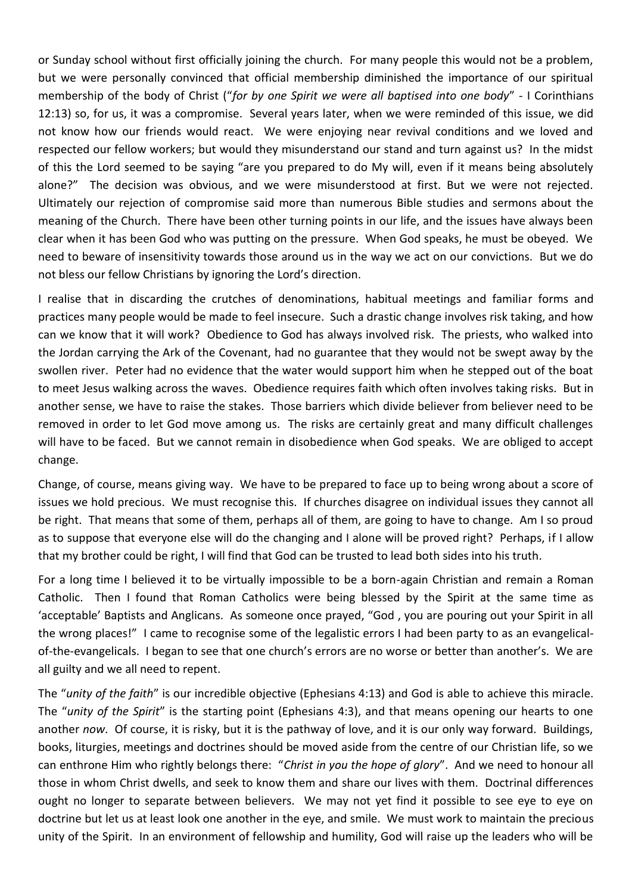or Sunday school without first officially joining the church. For many people this would not be a problem, but we were personally convinced that official membership diminished the importance of our spiritual membership of the body of Christ ("*for by one Spirit we were all baptised into one body*" - I Corinthians 12:13) so, for us, it was a compromise. Several years later, when we were reminded of this issue, we did not know how our friends would react. We were enjoying near revival conditions and we loved and respected our fellow workers; but would they misunderstand our stand and turn against us? In the midst of this the Lord seemed to be saying "are you prepared to do My will, even if it means being absolutely alone?" The decision was obvious, and we were misunderstood at first. But we were not rejected. Ultimately our rejection of compromise said more than numerous Bible studies and sermons about the meaning of the Church. There have been other turning points in our life, and the issues have always been clear when it has been God who was putting on the pressure. When God speaks, he must be obeyed. We need to beware of insensitivity towards those around us in the way we act on our convictions. But we do not bless our fellow Christians by ignoring the Lord's direction.

I realise that in discarding the crutches of denominations, habitual meetings and familiar forms and practices many people would be made to feel insecure. Such a drastic change involves risk taking, and how can we know that it will work? Obedience to God has always involved risk. The priests, who walked into the Jordan carrying the Ark of the Covenant, had no guarantee that they would not be swept away by the swollen river. Peter had no evidence that the water would support him when he stepped out of the boat to meet Jesus walking across the waves. Obedience requires faith which often involves taking risks. But in another sense, we have to raise the stakes. Those barriers which divide believer from believer need to be removed in order to let God move among us. The risks are certainly great and many difficult challenges will have to be faced. But we cannot remain in disobedience when God speaks. We are obliged to accept change.

Change, of course, means giving way. We have to be prepared to face up to being wrong about a score of issues we hold precious. We must recognise this. If churches disagree on individual issues they cannot all be right. That means that some of them, perhaps all of them, are going to have to change. Am I so proud as to suppose that everyone else will do the changing and I alone will be proved right? Perhaps, if I allow that my brother could be right, I will find that God can be trusted to lead both sides into his truth.

For a long time I believed it to be virtually impossible to be a born-again Christian and remain a Roman Catholic. Then I found that Roman Catholics were being blessed by the Spirit at the same time as 'acceptable' Baptists and Anglicans. As someone once prayed, "God , you are pouring out your Spirit in all the wrong places!" I came to recognise some of the legalistic errors I had been party to as an evangelical-of-the-evangelicals. I began to see that one church's errors are no worse or better than another's. We are all guilty and we all need to repent.

The "*unity of the faith*" is our incredible objective (Ephesians 4:13) and God is able to achieve this miracle. The "*unity of the Spirit*" is the starting point (Ephesians 4:3), and that means opening our hearts to one another *now*. Of course, it is risky, but it is the pathway of love, and it is our only way forward. Buildings, books, liturgies, meetings and doctrines should be moved aside from the centre of our Christian life, so we can enthrone Him who rightly belongs there: "*Christ in you the hope of glory*". And we need to honour all those in whom Christ dwells, and seek to know them and share our lives with them. Doctrinal differences ought no longer to separate between believers. We may not yet find it possible to see eye to eye on doctrine but let us at least look one another in the eye, and smile. We must work to maintain the precious unity of the Spirit. In an environment of fellowship and humility, God will raise up the leaders who will be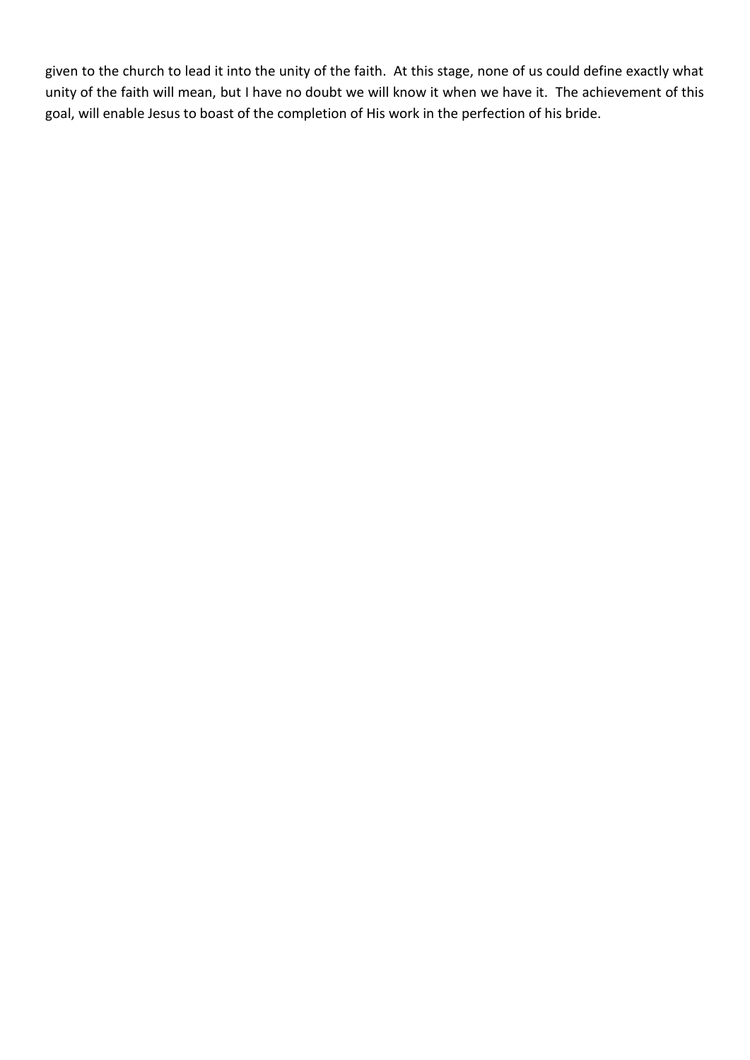given to the church to lead it into the unity of the faith. At this stage, none of us could define exactly what unity of the faith will mean, but I have no doubt we will know it when we have it. The achievement of this goal, will enable Jesus to boast of the completion of His work in the perfection of his bride.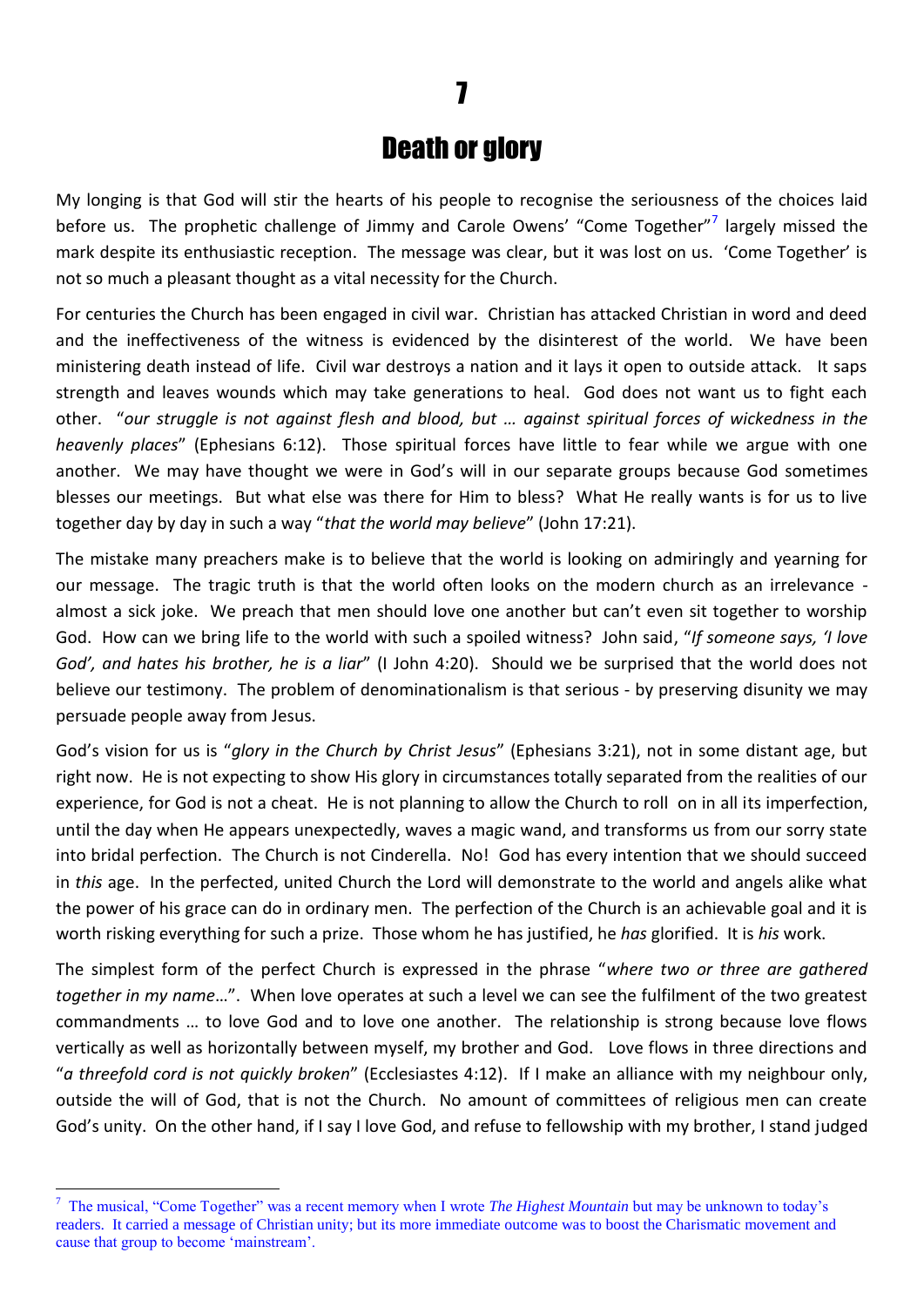# 7

# Death or glory

My longing is that God will stir the hearts of his people to recognise the seriousness of the choices laid before us. The prophetic challenge of Jimmy and Carole Owens' "Come Together"[7] largely missed the mark despite its enthusiastic reception. The message was clear, but it was lost on us. 'Come Together' is not so much a pleasant thought as a vital necessity for the Church.

For centuries the Church has been engaged in civil war. Christian has attacked Christian in word and deed and the ineffectiveness of the witness is evidenced by the disinterest of the world. We have been ministering death instead of life. Civil war destroys a nation and it lays it open to outside attack. It saps strength and leaves wounds which may take generations to heal. God does not want us to fight each other. "*our struggle is not against flesh and blood, but … against spiritual forces of wickedness in the heavenly places*" (Ephesians 6:12). Those spiritual forces have little to fear while we argue with one another. We may have thought we were in God's will in our separate groups because God sometimes blesses our meetings. But what else was there for Him to bless? What He really wants is for us to live together day by day in such a way "*that the world may believe*" (John 17:21).

The mistake many preachers make is to believe that the world is looking on admiringly and yearning for our message. The tragic truth is that the world often looks on the modern church as an irrelevance - almost a sick joke. We preach that men should love one another but can't even sit together to worship God. How can we bring life to the world with such a spoiled witness? John said, "*If someone says, 'I love God', and hates his brother, he is a liar*" (I John 4:20). Should we be surprised that the world does not believe our testimony. The problem of denominationalism is that serious - by preserving disunity we may persuade people away from Jesus.

God's vision for us is "*glory in the Church by Christ Jesus*" (Ephesians 3:21), not in some distant age, but right now. He is not expecting to show His glory in circumstances totally separated from the realities of our experience, for God is not a cheat. He is not planning to allow the Church to roll on in all its imperfection, until the day when He appears unexpectedly, waves a magic wand, and transforms us from our sorry state into bridal perfection. The Church is not Cinderella. No! God has every intention that we should succeed in *this* age. In the perfected, united Church the Lord will demonstrate to the world and angels alike what the power of his grace can do in ordinary men. The perfection of the Church is an achievable goal and it is worth risking everything for such a prize. Those whom he has justified, he *has* glorified. It is *his* work.

The simplest form of the perfect Church is expressed in the phrase "*where two or three are gathered together in my name*…". When love operates at such a level we can see the fulfilment of the two greatest commandments … to love God and to love one another. The relationship is strong because love flows vertically as well as horizontally between myself, my brother and God. Love flows in three directions and "*a threefold cord is not quickly broken*" (Ecclesiastes 4:12). If I make an alliance with my neighbour only, outside the will of God, that is not the Church. No amount of committees of religious men can create God's unity. On the other hand, if I say I love God, and refuse to fellowship with my brother, I stand judged

---

[7] The musical, "Come Together" was a recent memory when I wrote *The Highest Mountain* but may be unknown to today's readers. It carried a message of Christian unity; but its more immediate outcome was to boost the Charismatic movement and cause that group to become 'mainstream'.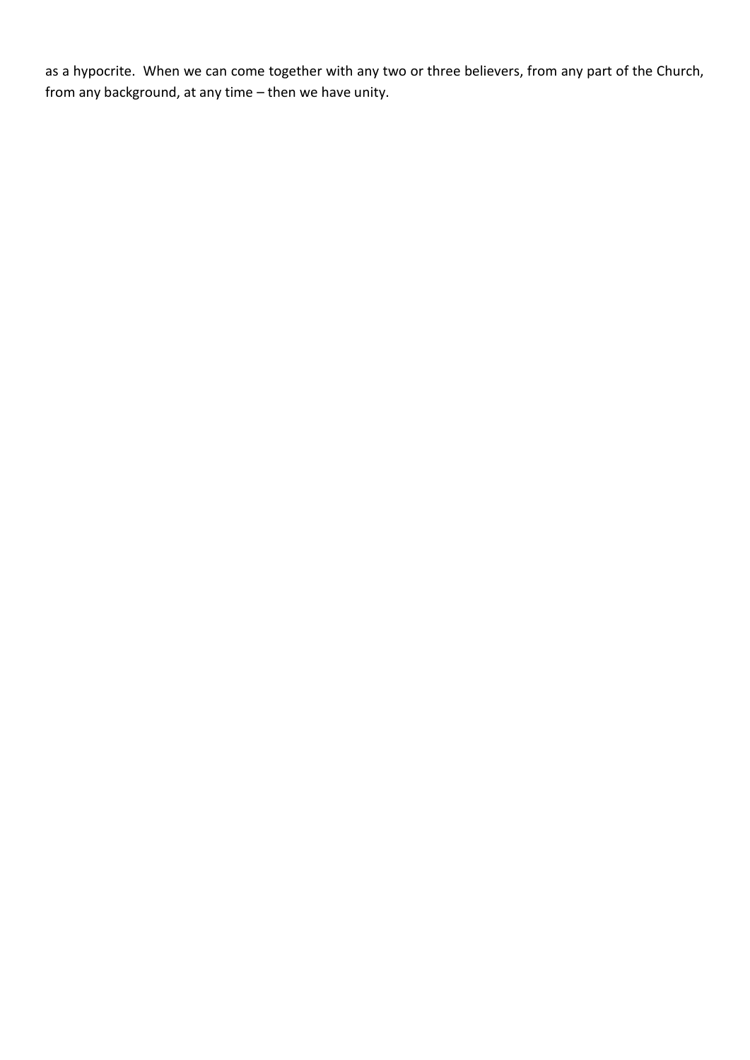as a hypocrite. When we can come together with any two or three believers, from any part of the Church, from any background, at any time – then we have unity.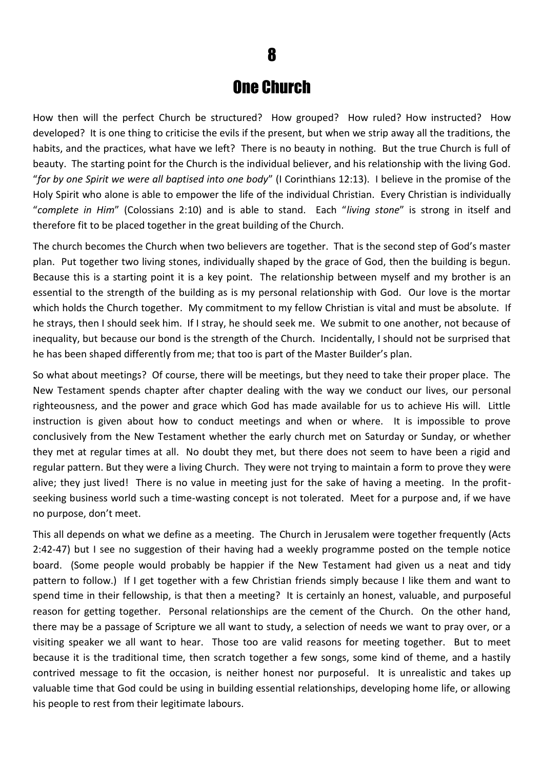# 8

# One Church

How then will the perfect Church be structured? How grouped? How ruled? How instructed? How developed? It is one thing to criticise the evils if the present, but when we strip away all the traditions, the habits, and the practices, what have we left? There is no beauty in nothing. But the true Church is full of beauty. The starting point for the Church is the individual believer, and his relationship with the living God. "*for by one Spirit we were all baptised into one body*" (I Corinthians 12:13). I believe in the promise of the Holy Spirit who alone is able to empower the life of the individual Christian. Every Christian is individually "*complete in Him*" (Colossians 2:10) and is able to stand. Each "*living stone*" is strong in itself and therefore fit to be placed together in the great building of the Church.

The church becomes the Church when two believers are together. That is the second step of God's master plan. Put together two living stones, individually shaped by the grace of God, then the building is begun. Because this is a starting point it is a key point. The relationship between myself and my brother is an essential to the strength of the building as is my personal relationship with God. Our love is the mortar which holds the Church together. My commitment to my fellow Christian is vital and must be absolute. If he strays, then I should seek him. If I stray, he should seek me. We submit to one another, not because of inequality, but because our bond is the strength of the Church. Incidentally, I should not be surprised that he has been shaped differently from me; that too is part of the Master Builder's plan.

So what about meetings? Of course, there will be meetings, but they need to take their proper place. The New Testament spends chapter after chapter dealing with the way we conduct our lives, our personal righteousness, and the power and grace which God has made available for us to achieve His will. Little instruction is given about how to conduct meetings and when or where. It is impossible to prove conclusively from the New Testament whether the early church met on Saturday or Sunday, or whether they met at regular times at all. No doubt they met, but there does not seem to have been a rigid and regular pattern. But they were a living Church. They were not trying to maintain a form to prove they were alive; they just lived! There is no value in meeting just for the sake of having a meeting. In the profit-seeking business world such a time-wasting concept is not tolerated. Meet for a purpose and, if we have no purpose, don't meet.

This all depends on what we define as a meeting. The Church in Jerusalem were together frequently (Acts 2:42-47) but I see no suggestion of their having had a weekly programme posted on the temple notice board. (Some people would probably be happier if the New Testament had given us a neat and tidy pattern to follow.) If I get together with a few Christian friends simply because I like them and want to spend time in their fellowship, is that then a meeting? It is certainly an honest, valuable, and purposeful reason for getting together. Personal relationships are the cement of the Church. On the other hand, there may be a passage of Scripture we all want to study, a selection of needs we want to pray over, or a visiting speaker we all want to hear. Those too are valid reasons for meeting together. But to meet because it is the traditional time, then scratch together a few songs, some kind of theme, and a hastily contrived message to fit the occasion, is neither honest nor purposeful. It is unrealistic and takes up valuable time that God could be using in building essential relationships, developing home life, or allowing his people to rest from their legitimate labours.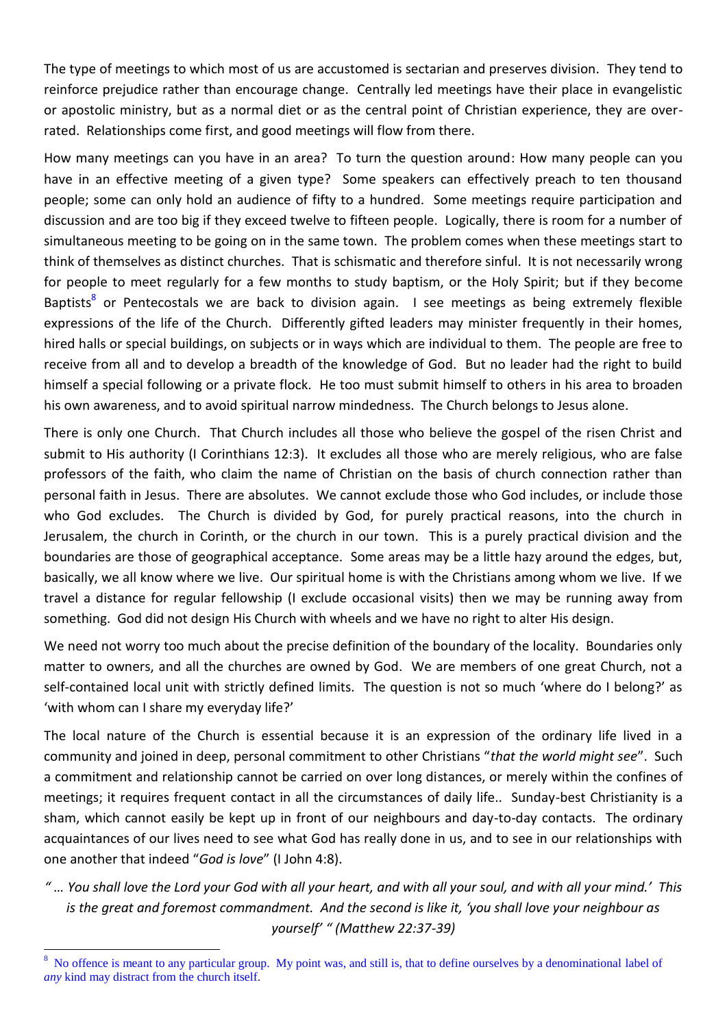The type of meetings to which most of us are accustomed is sectarian and preserves division. They tend to reinforce prejudice rather than encourage change. Centrally led meetings have their place in evangelistic or apostolic ministry, but as a normal diet or as the central point of Christian experience, they are over-rated. Relationships come first, and good meetings will flow from there.

How many meetings can you have in an area? To turn the question around: How many people can you have in an effective meeting of a given type? Some speakers can effectively preach to ten thousand people; some can only hold an audience of fifty to a hundred. Some meetings require participation and discussion and are too big if they exceed twelve to fifteen people. Logically, there is room for a number of simultaneous meeting to be going on in the same town. The problem comes when these meetings start to think of themselves as distinct churches. That is schismatic and therefore sinful. It is not necessarily wrong for people to meet regularly for a few months to study baptism, or the Holy Spirit; but if they become Baptists[8] or Pentecostals we are back to division again. I see meetings as being extremely flexible expressions of the life of the Church. Differently gifted leaders may minister frequently in their homes, hired halls or special buildings, on subjects or in ways which are individual to them. The people are free to receive from all and to develop a breadth of the knowledge of God. But no leader had the right to build himself a special following or a private flock. He too must submit himself to others in his area to broaden his own awareness, and to avoid spiritual narrow mindedness. The Church belongs to Jesus alone.

There is only one Church. That Church includes all those who believe the gospel of the risen Christ and submit to His authority (I Corinthians 12:3). It excludes all those who are merely religious, who are false professors of the faith, who claim the name of Christian on the basis of church connection rather than personal faith in Jesus. There are absolutes. We cannot exclude those who God includes, or include those who God excludes. The Church is divided by God, for purely practical reasons, into the church in Jerusalem, the church in Corinth, or the church in our town. This is a purely practical division and the boundaries are those of geographical acceptance. Some areas may be a little hazy around the edges, but, basically, we all know where we live. Our spiritual home is with the Christians among whom we live. If we travel a distance for regular fellowship (I exclude occasional visits) then we may be running away from something. God did not design His Church with wheels and we have no right to alter His design.

We need not worry too much about the precise definition of the boundary of the locality. Boundaries only matter to owners, and all the churches are owned by God. We are members of one great Church, not a self-contained local unit with strictly defined limits. The question is not so much 'where do I belong?' as 'with whom can I share my everyday life?'

The local nature of the Church is essential because it is an expression of the ordinary life lived in a community and joined in deep, personal commitment to other Christians "*that the world might see*". Such a commitment and relationship cannot be carried on over long distances, or merely within the confines of meetings; it requires frequent contact in all the circumstances of daily life.. Sunday-best Christianity is a sham, which cannot easily be kept up in front of our neighbours and day-to-day contacts. The ordinary acquaintances of our lives need to see what God has really done in us, and to see in our relationships with one another that indeed "*God is love*" (I John 4:8).

*" … You shall love the Lord your God with all your heart, and with all your soul, and with all your mind.' This is the great and foremost commandment. And the second is like it, 'you shall love your neighbour as yourself' " (Matthew 22:37-39)*

---

[8] No offence is meant to any particular group. My point was, and still is, that to define ourselves by a denominational label of *any* kind may distract from the church itself.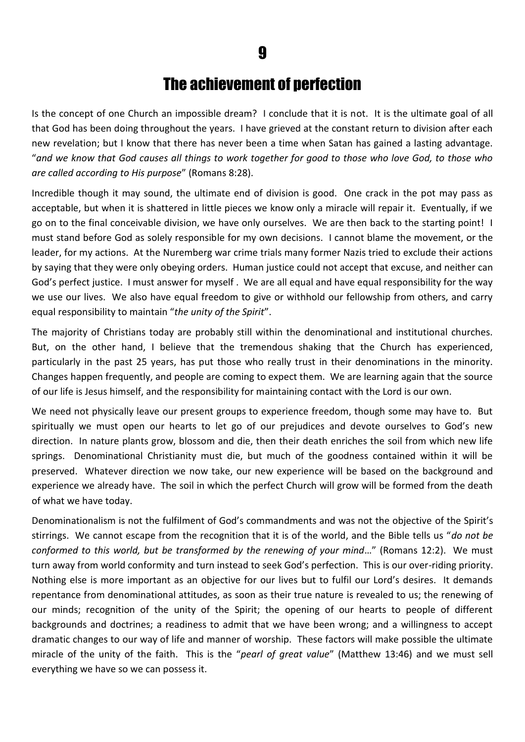# 9

# The achievement of perfection

Is the concept of one Church an impossible dream? I conclude that it is not. It is the ultimate goal of all that God has been doing throughout the years. I have grieved at the constant return to division after each new revelation; but I know that there has never been a time when Satan has gained a lasting advantage. "*and we know that God causes all things to work together for good to those who love God, to those who are called according to His purpose*" (Romans 8:28).

Incredible though it may sound, the ultimate end of division is good. One crack in the pot may pass as acceptable, but when it is shattered in little pieces we know only a miracle will repair it. Eventually, if we go on to the final conceivable division, we have only ourselves. We are then back to the starting point! I must stand before God as solely responsible for my own decisions. I cannot blame the movement, or the leader, for my actions. At the Nuremberg war crime trials many former Nazis tried to exclude their actions by saying that they were only obeying orders. Human justice could not accept that excuse, and neither can God's perfect justice. I must answer for myself . We are all equal and have equal responsibility for the way we use our lives. We also have equal freedom to give or withhold our fellowship from others, and carry equal responsibility to maintain "*the unity of the Spirit*".

The majority of Christians today are probably still within the denominational and institutional churches. But, on the other hand, I believe that the tremendous shaking that the Church has experienced, particularly in the past 25 years, has put those who really trust in their denominations in the minority. Changes happen frequently, and people are coming to expect them. We are learning again that the source of our life is Jesus himself, and the responsibility for maintaining contact with the Lord is our own.

We need not physically leave our present groups to experience freedom, though some may have to. But spiritually we must open our hearts to let go of our prejudices and devote ourselves to God's new direction. In nature plants grow, blossom and die, then their death enriches the soil from which new life springs. Denominational Christianity must die, but much of the goodness contained within it will be preserved. Whatever direction we now take, our new experience will be based on the background and experience we already have. The soil in which the perfect Church will grow will be formed from the death of what we have today.

Denominationalism is not the fulfilment of God's commandments and was not the objective of the Spirit's stirrings. We cannot escape from the recognition that it is of the world, and the Bible tells us "*do not be conformed to this world, but be transformed by the renewing of your mind*…" (Romans 12:2). We must turn away from world conformity and turn instead to seek God's perfection. This is our over-riding priority. Nothing else is more important as an objective for our lives but to fulfil our Lord's desires. It demands repentance from denominational attitudes, as soon as their true nature is revealed to us; the renewing of our minds; recognition of the unity of the Spirit; the opening of our hearts to people of different backgrounds and doctrines; a readiness to admit that we have been wrong; and a willingness to accept dramatic changes to our way of life and manner of worship. These factors will make possible the ultimate miracle of the unity of the faith. This is the "*pearl of great value*" (Matthew 13:46) and we must sell everything we have so we can possess it.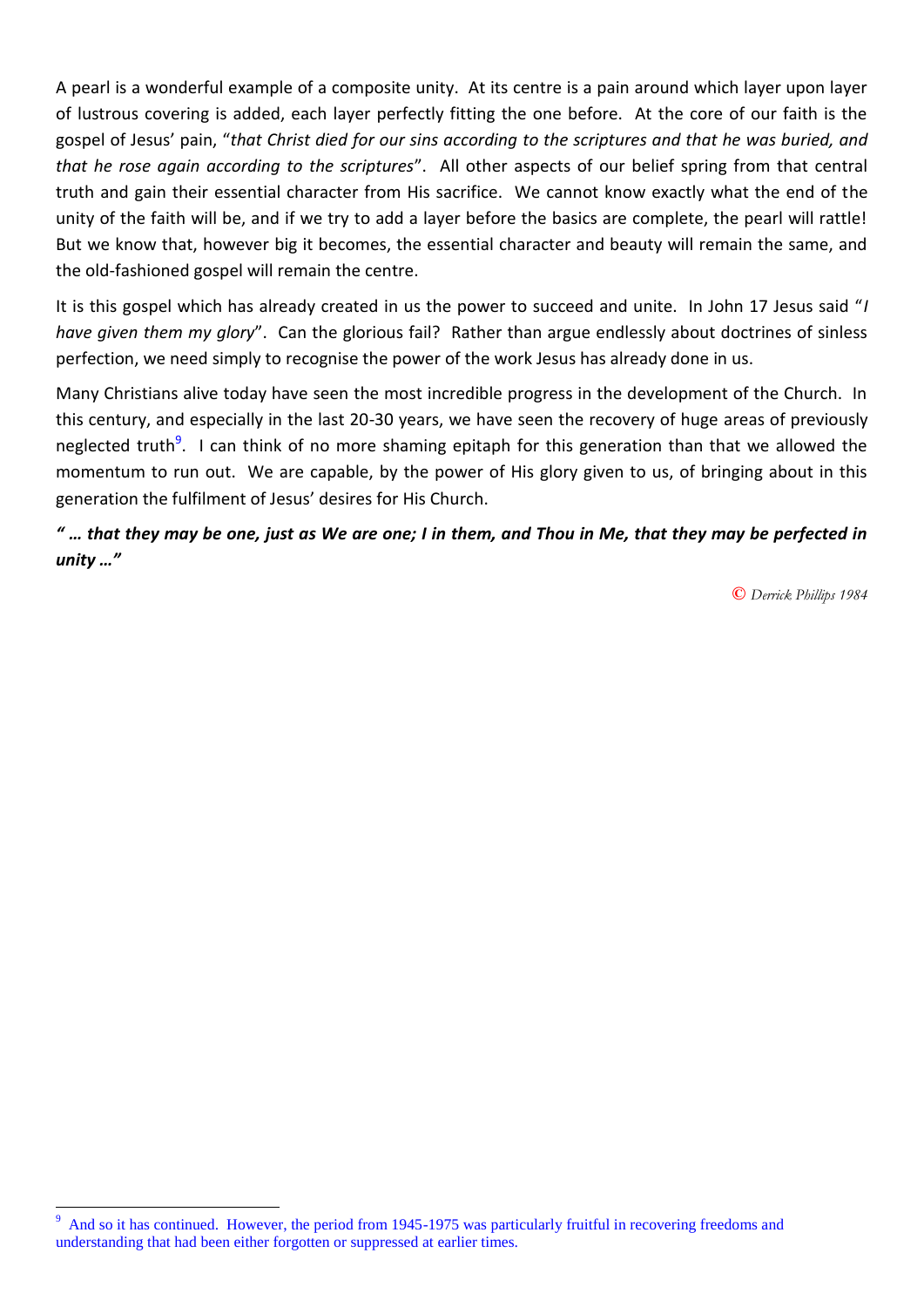A pearl is a wonderful example of a composite unity. At its centre is a pain around which layer upon layer of lustrous covering is added, each layer perfectly fitting the one before. At the core of our faith is the gospel of Jesus' pain, "*that Christ died for our sins according to the scriptures and that he was buried, and that he rose again according to the scriptures*". All other aspects of our belief spring from that central truth and gain their essential character from His sacrifice. We cannot know exactly what the end of the unity of the faith will be, and if we try to add a layer before the basics are complete, the pearl will rattle! But we know that, however big it becomes, the essential character and beauty will remain the same, and the old-fashioned gospel will remain the centre.

It is this gospel which has already created in us the power to succeed and unite. In John 17 Jesus said "*I have given them my glory*". Can the glorious fail? Rather than argue endlessly about doctrines of sinless perfection, we need simply to recognise the power of the work Jesus has already done in us.

Many Christians alive today have seen the most incredible progress in the development of the Church. In this century, and especially in the last 20-30 years, we have seen the recovery of huge areas of previously neglected truth[9]. I can think of no more shaming epitaph for this generation than that we allowed the momentum to run out. We are capable, by the power of His glory given to us, of bringing about in this generation the fulfilment of Jesus' desires for His Church.

***" … that they may be one, just as We are one; I in them, and Thou in Me, that they may be perfected in unity …"***

© *Derrick Phillips 1984*

---

[9] And so it has continued. However, the period from 1945-1975 was particularly fruitful in recovering freedoms and understanding that had been either forgotten or suppressed at earlier times.